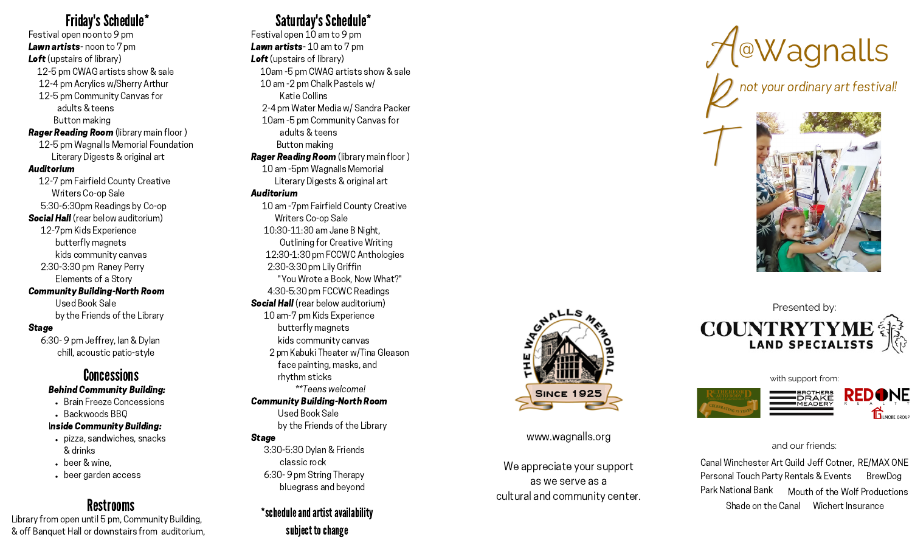## Friday's Schedule*

Festival open noon to 9 pm

***Lawn artists***- noon to 7 pm

***Loft*** (upstairs of library)

- 12-5 pm CWAG artists show & sale
- 12-4 pm Acrylics w/Sherry Arthur
- 12-5 pm Community Canvas for adults & teens
- Button making

***Rager Reading Room*** (library main floor )

- 12-5 pm Wagnalls Memorial Foundation Literary Digests & original art

***Auditorium***

- 12-7 pm Fairfield County Creative Writers Co-op Sale
- 5:30-6:30pm Readings by Co-op

***Social Hall*** (rear below auditorium)

- 12-7pm Kids Experience
  - butterfly magnets
  - kids community canvas
- 2:30-3:30 pm Raney Perry Elements of a Story

***Community Building-North Room***

- Used Book Sale by the Friends of the Library

***Stage***

- 6:30- 9 pm Jeffrey, Ian & Dylan chill, acoustic patio-style

## Concessions

***Behind Community Building:***

- Brain Freeze Concessions
- Backwoods BBQ

***Inside Community Building:***

- pizza, sandwiches, snacks & drinks
- beer & wine,
- beer garden access

## Restrooms

Library from open until 5 pm, Community Building, & off Banquet Hall or downstairs from auditorium,

## Saturday's Schedule*

Festival open 10 am to 9 pm

***Lawn artists***- 10 am to 7 pm

***Loft*** (upstairs of library)

- 10am -5 pm CWAG artists show & sale
- 10 am -2 pm Chalk Pastels w/ Katie Collins
- 2-4 pm Water Media w/ Sandra Packer
- 10am -5 pm Community Canvas for adults & teens
- Button making

***Rager Reading Room*** (library main floor )

- 10 am -5pm Wagnalls Memorial Literary Digests & original art

***Auditorium***

- 10 am -7pm Fairfield County Creative Writers Co-op Sale
- 10:30-11:30 am Jane B Night, Outlining for Creative Writing
- 12:30-1:30 pm FCCWC Anthologies
- 2:30-3:30 pm Lily Griffin "You Wrote a Book, Now What?"
- 4:30-5:30 pm FCCWC Readings

***Social Hall*** (rear below auditorium)

- 10 am-7 pm Kids Experience
  - butterfly magnets
  - kids community canvas
- 2 pm Kabuki Theater w/Tina Gleason face painting, masks, and rhythm sticks

*\*\*Teens welcome!*

***Community Building-North Room***

- Used Book Sale by the Friends of the Library

***Stage***

- 3:30-5:30 Dylan & Friends classic rock
- 6:30- 9 pm String Therapy bluegrass and beyond

**\*schedule and artist availability subject to change**

THE WAGNALLS MEMORIAL

SINCE 1925

www.wagnalls.org

We appreciate your support as we serve as a cultural and community center.

# ART @Wagnalls

*not your ordinary art festival!*

Presented by:

**COUNTRYTYME LAND SPECIALISTS**

with support from:

Rutherford Auto Body — Celebrating 75 Years | Brothers Drake Meadery | RE/MAX ONE Realty — Gilmore Group

and our friends:

Canal Winchester Art Guild, Jeff Cotner, RE/MAX ONE, Personal Touch Party Rentals & Events, BrewDog, Park National Bank, Mouth of the Wolf Productions, Shade on the Canal, Wichert Insurance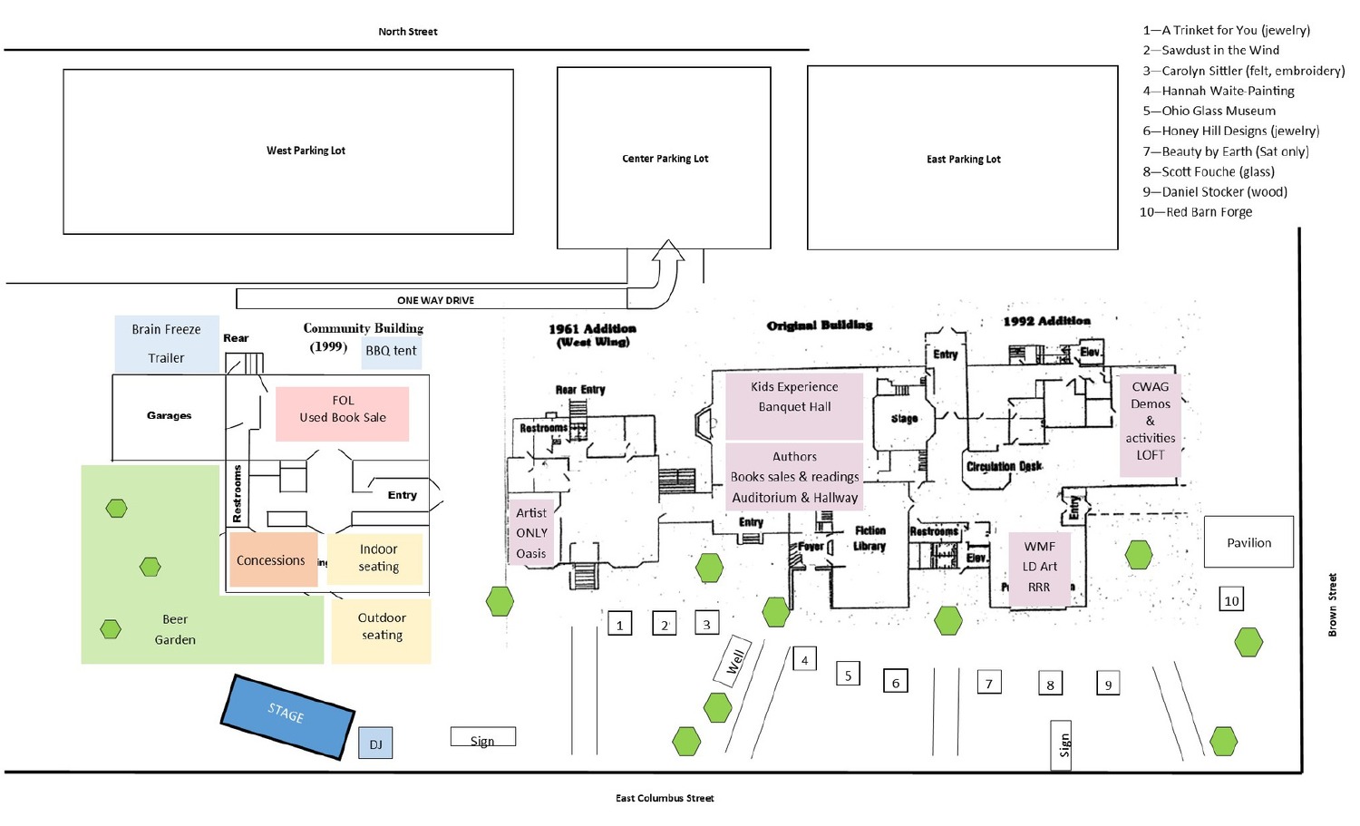1—A Trinket for You (jewelry)
2—Sawdust in the Wind
3—Carolyn Sittler (felt, embroidery)
4—Hannah Waite-Painting
5—Ohio Glass Museum
6—Honey Hill Designs (jewelry)
7—Beauty by Earth (Sat only)
8—Scott Fouche (glass)
9—Daniel Stocker (wood)
10—Red Barn Forge

North Street

West Parking Lot

Center Parking Lot

East Parking Lot

ONE WAY DRIVE

Brain Freeze Trailer

Rear

Community Building (1999)

BBQ tent

Garages

FOL Used Book Sale

Restrooms

Entry

Concessions

Indoor seating

Beer Garden

Outdoor seating

STAGE

DJ

Sign

1961 Addition (West Wing)

Rear Entry

Restrooms

Artist ONLY Oasis

Original Building

Kids Experience Banquet Hall

Authors Books sales & readings Auditorium & Hallway

Entry

Foyer

Fiction Library

Stage

Restrooms

Elev.

Entry

Circulation Desk

1992 Addition

Elev.

CWAG Demos & activities LOFT

WMF LD Art RRR

Entry

Pavilion

Well

Sign

1 2 3 4 5 6 7 8 9 10

Brown Street

East Columbus Street